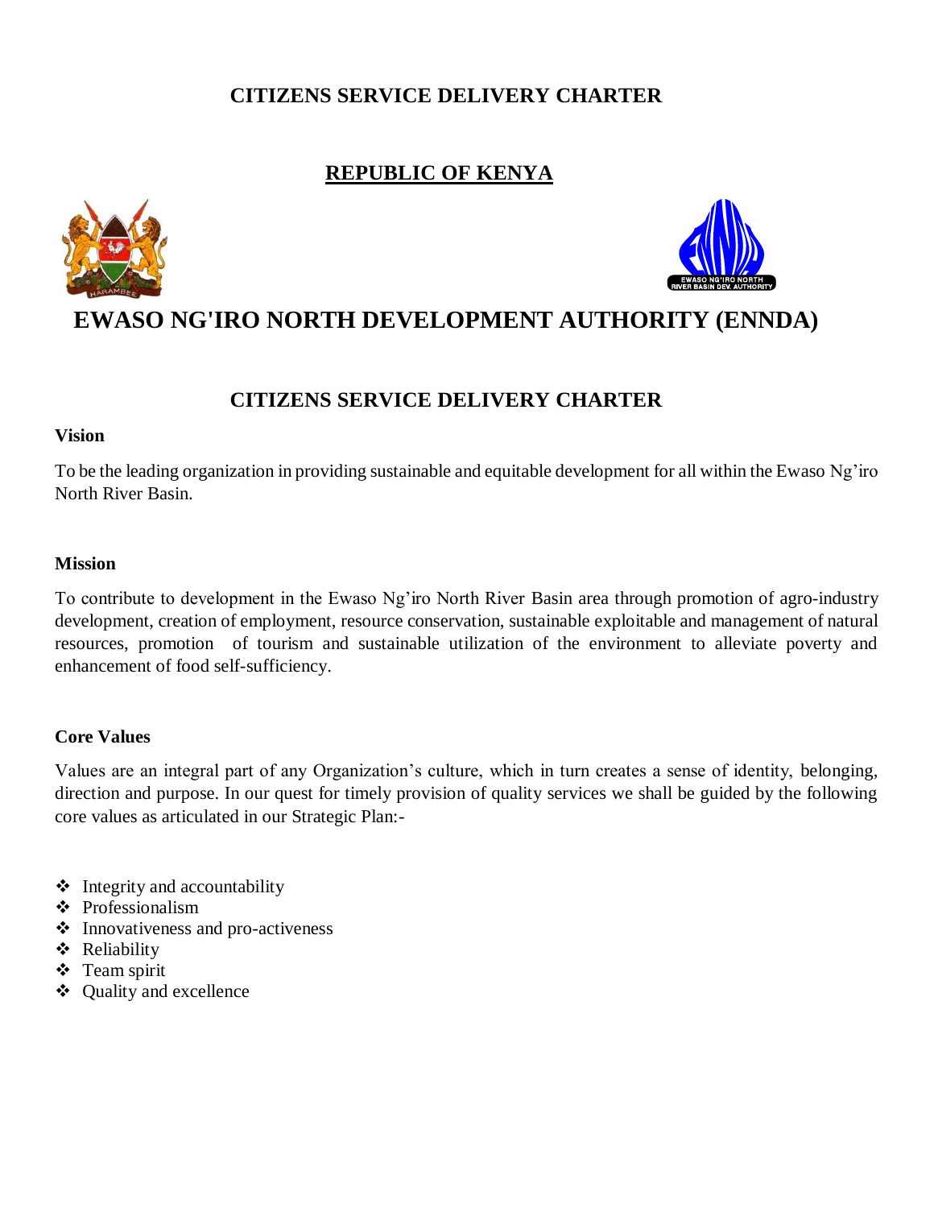# CITIZENS SERVICE DELIVERY CHARTER

## REPUBLIC OF KENYA

# EWASO NG'IRO NORTH DEVELOPMENT AUTHORITY (ENNDA)

## CITIZENS SERVICE DELIVERY CHARTER

**Vision**

To be the leading organization in providing sustainable and equitable development for all within the Ewaso Ng'iro North River Basin.

**Mission**

To contribute to development in the Ewaso Ng'iro North River Basin area through promotion of agro-industry development, creation of employment, resource conservation, sustainable exploitable and management of natural resources, promotion of tourism and sustainable utilization of the environment to alleviate poverty and enhancement of food self-sufficiency.

**Core Values**

Values are an integral part of any Organization's culture, which in turn creates a sense of identity, belonging, direction and purpose. In our quest for timely provision of quality services we shall be guided by the following core values as articulated in our Strategic Plan:-

- Integrity and accountability
- Professionalism
- Innovativeness and pro-activeness
- Reliability
- Team spirit
- Quality and excellence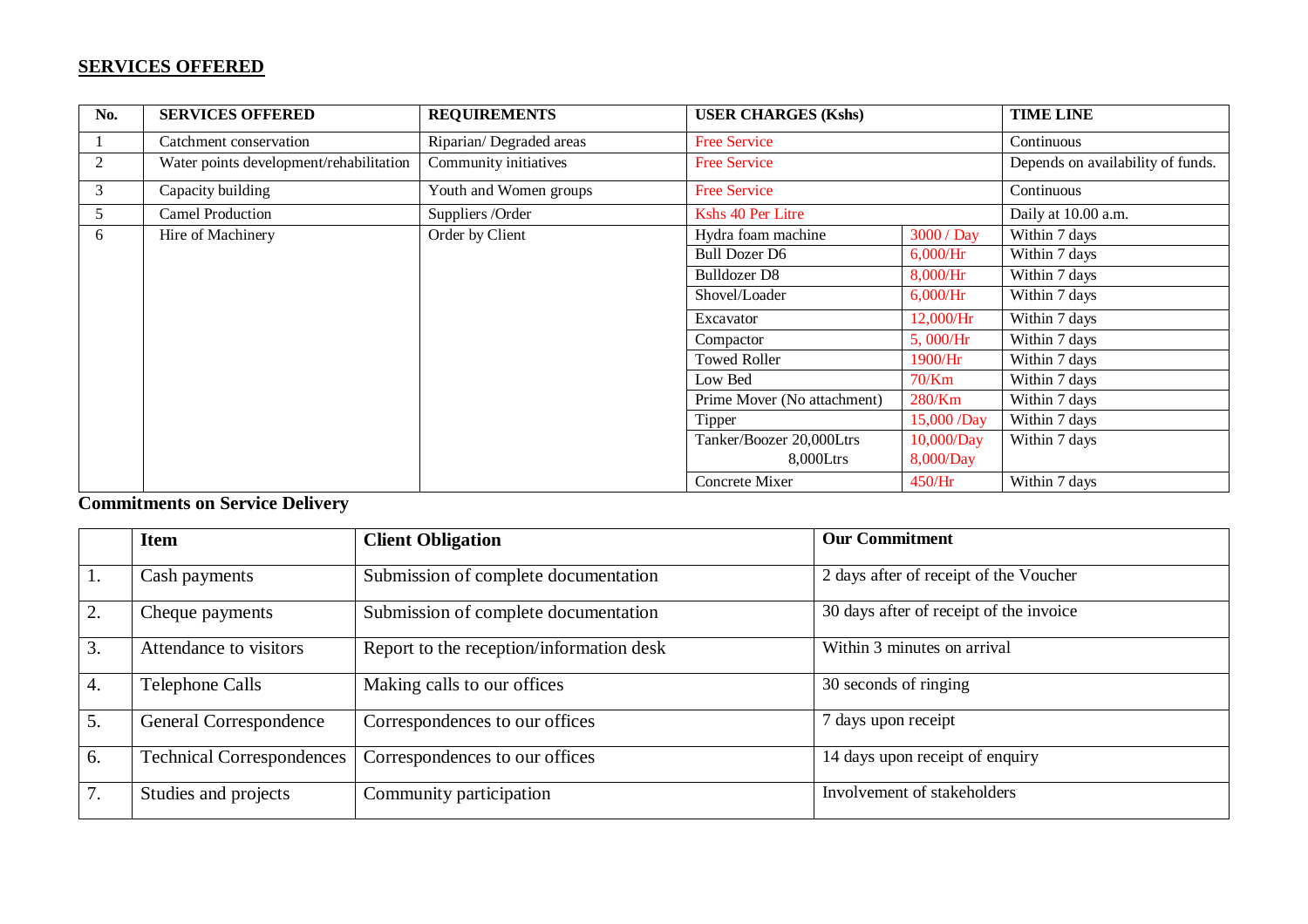## SERVICES OFFERED

| No. | SERVICES OFFERED | REQUIREMENTS | USER CHARGES (Kshs) | | TIME LINE |
|---|---|---|---|---|---|
| 1 | Catchment conservation | Riparian/ Degraded areas | Free Service | | Continuous |
| 2 | Water points development/rehabilitation | Community initiatives | Free Service | | Depends on availability of funds. |
| 3 | Capacity building | Youth and Women groups | Free Service | | Continuous |
| 5 | Camel Production | Suppliers /Order | Kshs 40 Per Litre | | Daily at 10.00 a.m. |
| 6 | Hire of Machinery | Order by Client | Hydra foam machine | 3000 / Day | Within 7 days |
| | | | Bull Dozer D6 | 6,000/Hr | Within 7 days |
| | | | Bulldozer D8 | 8,000/Hr | Within 7 days |
| | | | Shovel/Loader | 6,000/Hr | Within 7 days |
| | | | Excavator | 12,000/Hr | Within 7 days |
| | | | Compactor | 5, 000/Hr | Within 7 days |
| | | | Towed Roller | 1900/Hr | Within 7 days |
| | | | Low Bed | 70/Km | Within 7 days |
| | | | Prime Mover (No attachment) | 280/Km | Within 7 days |
| | | | Tipper | 15,000 /Day | Within 7 days |
| | | | Tanker/Boozer 20,000Ltrs<br>8,000Ltrs | 10,000/Day<br>8,000/Day | Within 7 days |
| | | | Concrete Mixer | 450/Hr | Within 7 days |

**Commitments on Service Delivery**

| | Item | Client Obligation | Our Commitment |
|---|---|---|---|
| 1. | Cash payments | Submission of complete documentation | 2 days after of receipt of the Voucher |
| 2. | Cheque payments | Submission of complete documentation | 30 days after of receipt of the invoice |
| 3. | Attendance to visitors | Report to the reception/information desk | Within 3 minutes on arrival |
| 4. | Telephone Calls | Making calls to our offices | 30 seconds of ringing |
| 5. | General Correspondence | Correspondences to our offices | 7 days upon receipt |
| 6. | Technical Correspondences | Correspondences to our offices | 14 days upon receipt of enquiry |
| 7. | Studies and projects | Community participation | Involvement of stakeholders |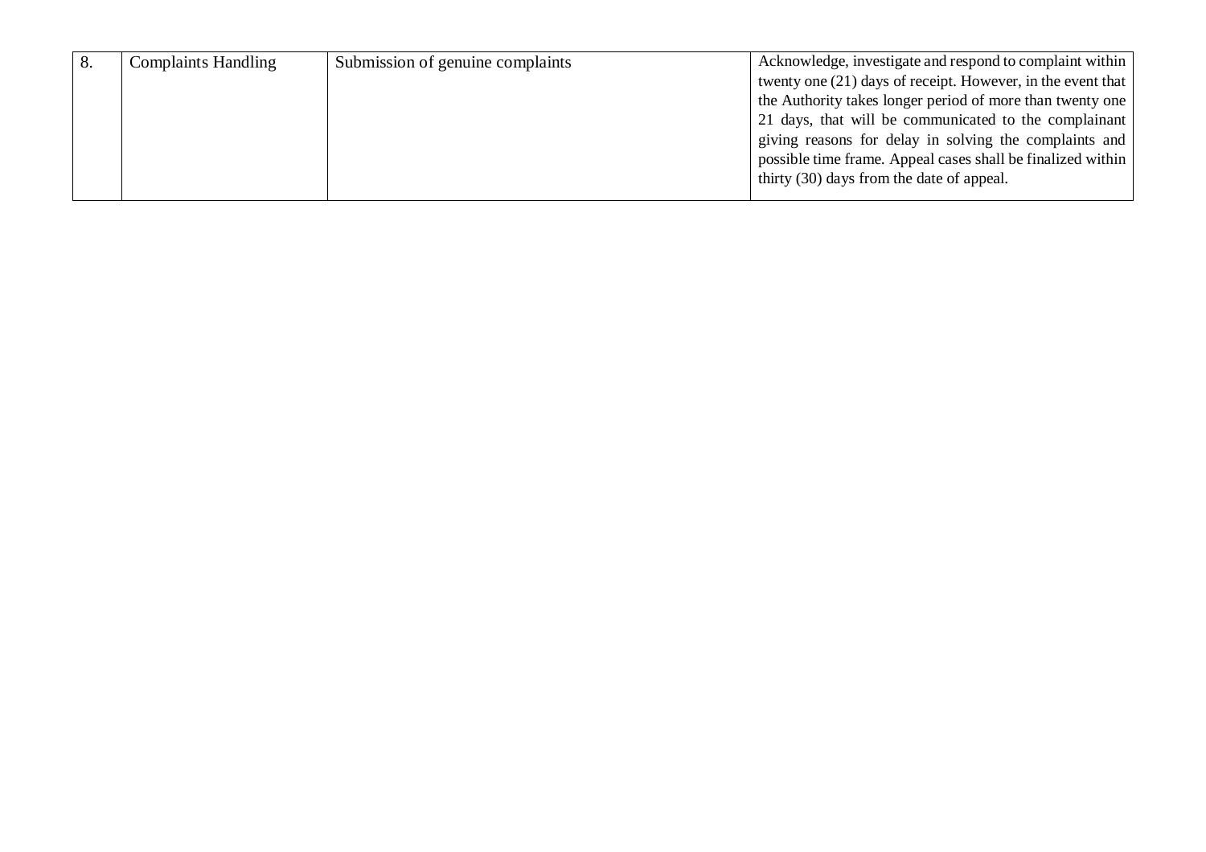| 8. | Complaints Handling | Submission of genuine complaints | Acknowledge, investigate and respond to complaint within twenty one (21) days of receipt. However, in the event that the Authority takes longer period of more than twenty one 21 days, that will be communicated to the complainant giving reasons for delay in solving the complaints and possible time frame. Appeal cases shall be finalized within thirty (30) days from the date of appeal. |
|---|---|---|---|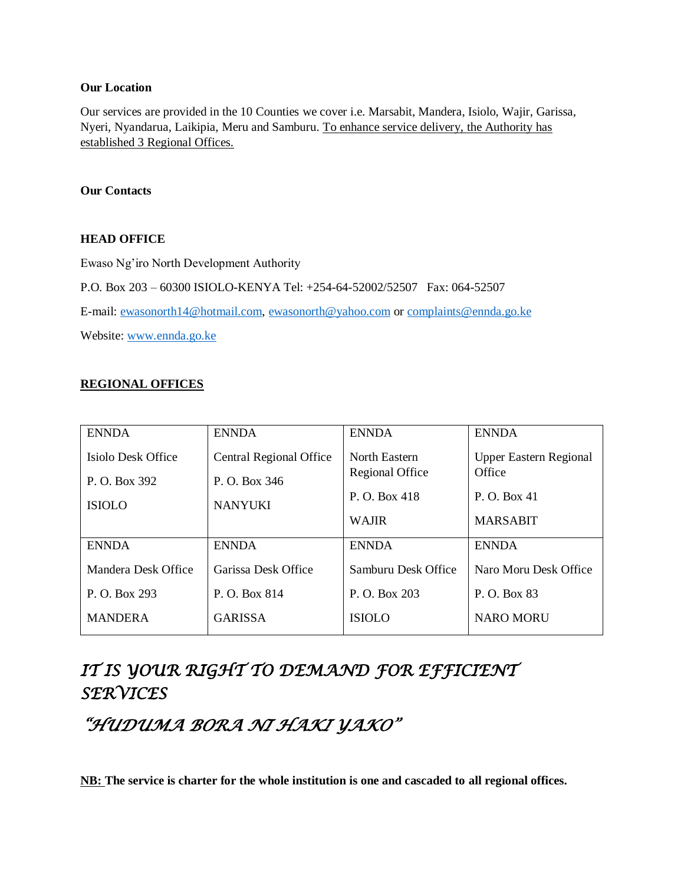**Our Location**

Our services are provided in the 10 Counties we cover i.e. Marsabit, Mandera, Isiolo, Wajir, Garissa, Nyeri, Nyandarua, Laikipia, Meru and Samburu. To enhance service delivery, the Authority has established 3 Regional Offices.

**Our Contacts**

**HEAD OFFICE**

Ewaso Ng'iro North Development Authority

P.O. Box 203 – 60300 ISIOLO-KENYA Tel: +254-64-52002/52507 Fax: 064-52507

E-mail: ewasonorth14@hotmail.com, ewasonorth@yahoo.com or complaints@ennda.go.ke

Website: www.ennda.go.ke

**REGIONAL OFFICES**

| | | | |
|---|---|---|---|
| ENNDA<br>Isiolo Desk Office<br>P. O. Box 392<br>ISIOLO | ENNDA<br>Central Regional Office<br>P. O. Box 346<br>NANYUKI | ENNDA<br>North Eastern Regional Office<br>P. O. Box 418<br>WAJIR | ENNDA<br>Upper Eastern Regional Office<br>P. O. Box 41<br>MARSABIT |
| ENNDA<br>Mandera Desk Office<br>P. O. Box 293<br>MANDERA | ENNDA<br>Garissa Desk Office<br>P. O. Box 814<br>GARISSA | ENNDA<br>Samburu Desk Office<br>P. O. Box 203<br>ISIOLO | ENNDA<br>Naro Moru Desk Office<br>P. O. Box 83<br>NARO MORU |

## *IT IS YOUR RIGHT TO DEMAND FOR EFFICIENT SERVICES*

## *"HUDUMA BORA NI HAKI YAKO"*

**NB: The service is charter for the whole institution is one and cascaded to all regional offices.**